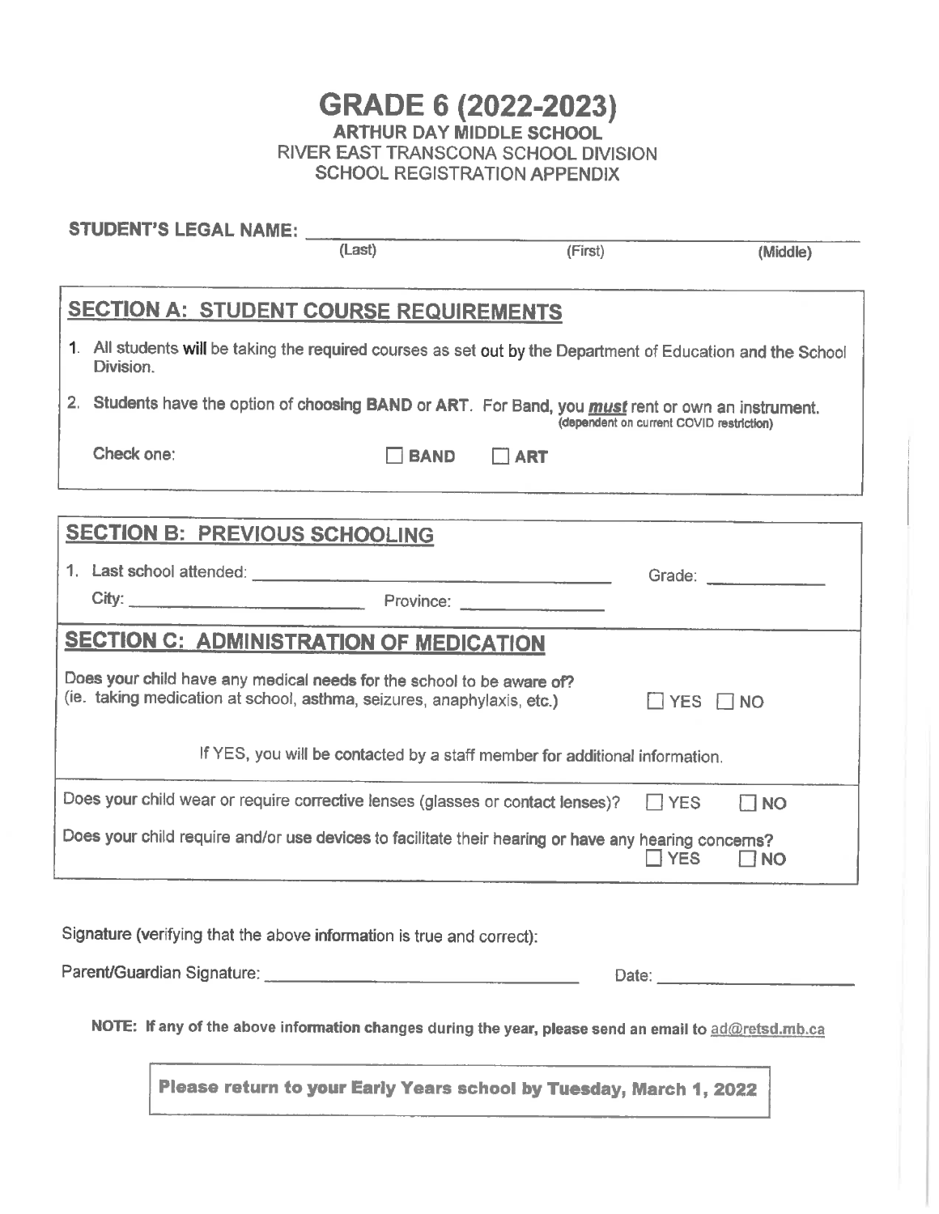# GRADE 6 (2022-2023)

**ARTHUR DAY MIDDLE SCHOOL**
RIVER EAST TRANSCONA SCHOOL DIVISION
SCHOOL REGISTRATION APPENDIX

**STUDENT'S LEGAL NAME:** ______________________________________________
(Last) (First) (Middle)

## SECTION A: STUDENT COURSE REQUIREMENTS

1. All students **will** be taking the required courses as set out by the Department of Education and the School Division.
2. **Students have the option of choosing BAND or ART**. For Band, you ***must*** rent or own an instrument. (dependent on current COVID restriction)

Check one: ☐ **BAND** ☐ **ART**

## SECTION B: PREVIOUS SCHOOLING

1. Last school attended: ______________________________ Grade: ____________

City: ______________________ Province: ______________

## SECTION C: ADMINISTRATION OF MEDICATION

Does your child have any medical needs for the school to be aware of?
(ie. taking medication at school, asthma, seizures, anaphylaxis, etc.) ☐ YES ☐ NO

If YES, you will be contacted by a staff member for additional information.

Does your child wear or require corrective lenses (glasses or contact lenses)? ☐ YES ☐ NO

Does your child require and/or use devices to facilitate their hearing or have any hearing concerns? ☐ YES ☐ NO

Signature (verifying that the above information is true and correct):

Parent/Guardian Signature: ______________________________ Date: ____________________

**NOTE: If any of the above information changes during the year, please send an email to ad@retsd.mb.ca**

**Please return to your Early Years school by Tuesday, March 1, 2022**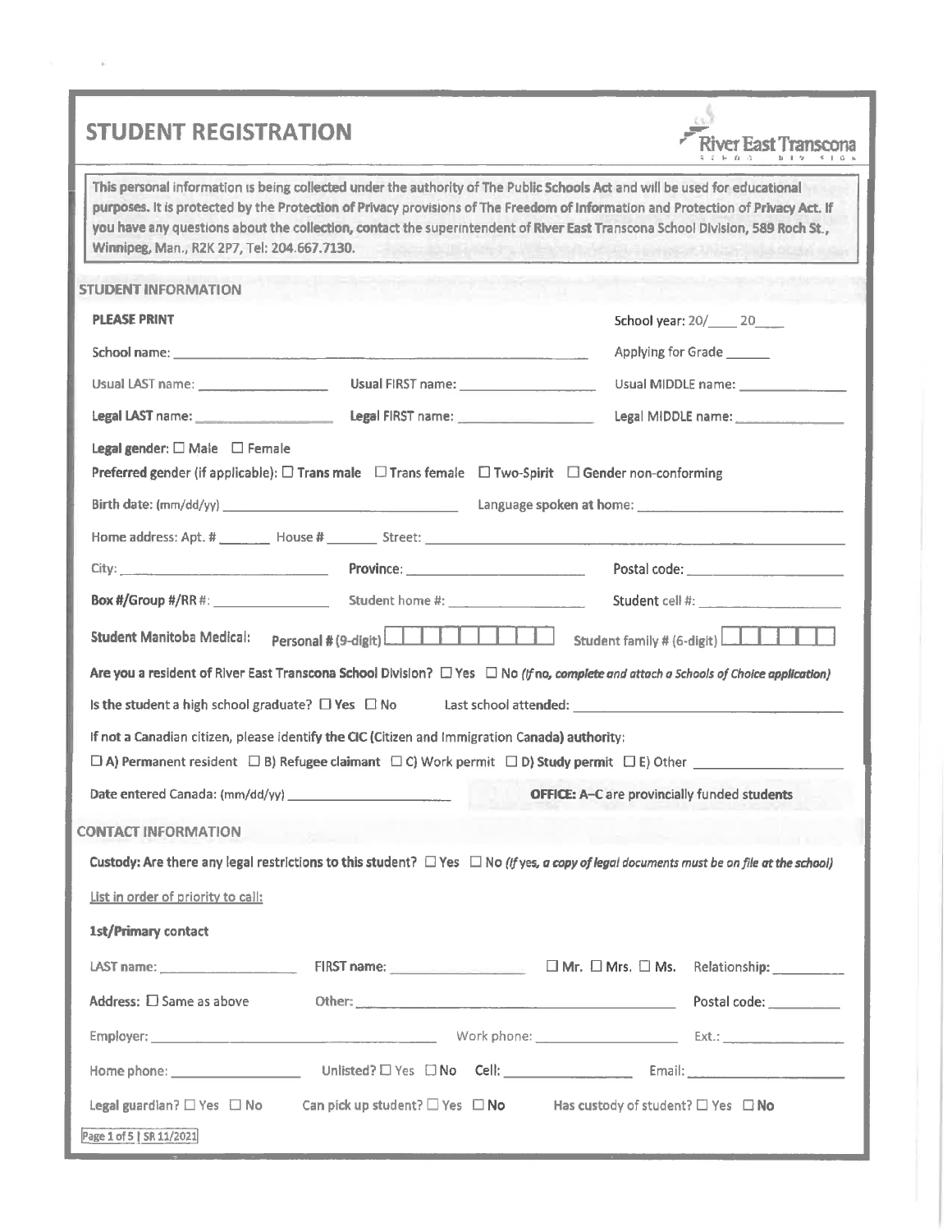# STUDENT REGISTRATION

River East Transcona School Division

This personal information is being collected under the authority of The Public Schools Act and will be used for educational purposes. It is protected by the Protection of Privacy provisions of The Freedom of Information and Protection of Privacy Act. If you have any questions about the collection, contact the superintendent of River East Transcona School Division, 589 Roch St., Winnipeg, Man., R2K 2P7, Tel: 204.667.7130.

## STUDENT INFORMATION

**PLEASE PRINT**

School year: 20/____ 20____

School name: ______________________ Applying for Grade ______

Usual LAST name: ______________ Usual FIRST name: ______________ Usual MIDDLE name: ______________

Legal LAST name: ______________ Legal FIRST name: ______________ Legal MIDDLE name: ______________

Legal gender: ☐ Male ☐ Female

Preferred gender (if applicable): ☐ Trans male ☐ Trans female ☐ Two-Spirit ☐ Gender non-conforming

Birth date: (mm/dd/yy) ______________ Language spoken at home: ______________

Home address: Apt. # _______ House # _______ Street: ______________

City: ______________ Province: ______________ Postal code: ______________

Box #/Group #/RR #: ______________ Student home #: ______________ Student cell #: ______________

Student Manitoba Medical: Personal # (9-digit) ☐☐☐☐☐☐☐☐☐ Student family # (6-digit) ☐☐☐☐☐☐

Are you a resident of River East Transcona School Division? ☐ Yes ☐ No *(If no, complete and attach a Schools of Choice application)*

Is the student a high school graduate? ☐ Yes ☐ No Last school attended: ______________

If not a Canadian citizen, please identify the CIC (Citizen and Immigration Canada) authority:

☐ A) Permanent resident ☐ B) Refugee claimant ☐ C) Work permit ☐ D) Study permit ☐ E) Other ______________

Date entered Canada: (mm/dd/yy) ______________ **OFFICE: A–C are provincially funded students**

## CONTACT INFORMATION

Custody: Are there any legal restrictions to this student? ☐ Yes ☐ No *(If yes, a copy of legal documents must be on file at the school)*

List in order of priority to call:

**1st/Primary contact**

LAST name: ______________ FIRST name: ______________ ☐ Mr. ☐ Mrs. ☐ Ms. Relationship: __________

Address: ☐ Same as above Other: ______________ Postal code: __________

Employer: ______________ Work phone: ______________ Ext.: ______________

Home phone: ______________ Unlisted? ☐ Yes ☐ No Cell: ______________ Email: ______________

Legal guardian? ☐ Yes ☐ No Can pick up student? ☐ Yes ☐ No Has custody of student? ☐ Yes ☐ No

SR 11/2021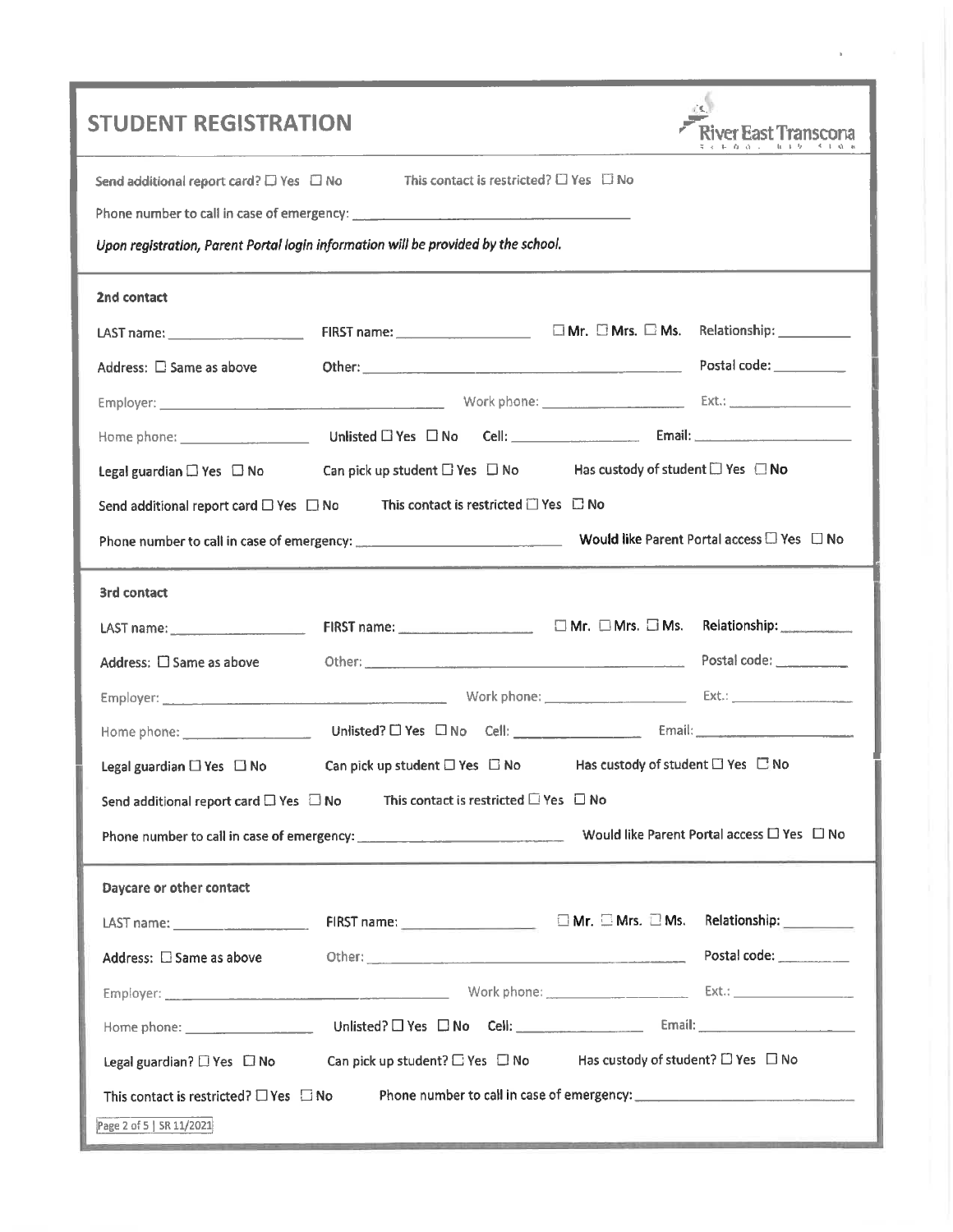## STUDENT REGISTRATION

River East Transcona

Send additional report card? ☐ Yes ☐ No    This contact is restricted? ☐ Yes ☐ No

Phone number to call in case of emergency: ______________________________

*Upon registration, Parent Portal login information will be provided by the school.*

### 2nd contact

LAST name: ______________ FIRST name: ______________ ☐ Mr. ☐ Mrs. ☐ Ms. Relationship: ________

Address: ☐ Same as above    Other: ______________________________ Postal code: ________

Employer: ______________________________ Work phone: ______________ Ext.: ____________

Home phone: ______________ Unlisted ☐ Yes ☐ No Cell: ______________ Email: ________________

Legal guardian ☐ Yes ☐ No    Can pick up student ☐ Yes ☐ No    Has custody of student ☐ Yes ☐ **No**

Send additional report card ☐ Yes ☐ No    This contact is restricted ☐ Yes ☐ No

Phone number to call in case of emergency: ______________________ Would like Parent Portal access ☐ Yes ☐ No

### 3rd contact

LAST name: ______________ FIRST name: ______________ ☐ Mr. ☐ Mrs. ☐ Ms. Relationship: ________

Address: ☐ Same as above    Other: ______________________________ Postal code: ________

Employer: ______________________________ Work phone: ______________ Ext.: ____________

Home phone: ______________ Unlisted? ☐ Yes ☐ No Cell: ______________ Email: ________________

Legal guardian ☐ Yes ☐ No    Can pick up student ☐ Yes ☐ No    Has custody of student ☐ Yes ☐ No

Send additional report card ☐ Yes ☐ No    This contact is restricted ☐ Yes ☐ No

Phone number to call in case of emergency: ______________________ Would like Parent Portal access ☐ Yes ☐ No

### Daycare or other contact

LAST name: ______________ FIRST name: ______________ ☐ Mr. ☐ Mrs. ☐ Ms. Relationship: ________

Address: ☐ Same as above    Other: ______________________________ Postal code: ________

Employer: ______________________________ Work phone: ______________ Ext.: ____________

Home phone: ______________ Unlisted? ☐ Yes ☐ No Cell: ______________ Email: ________________

Legal guardian? ☐ Yes ☐ No    Can pick up student? ☐ Yes ☐ No    Has custody of student? ☐ Yes ☐ No

This contact is restricted? ☐ Yes ☐ No    Phone number to call in case of emergency: ______________________

SR 11/2021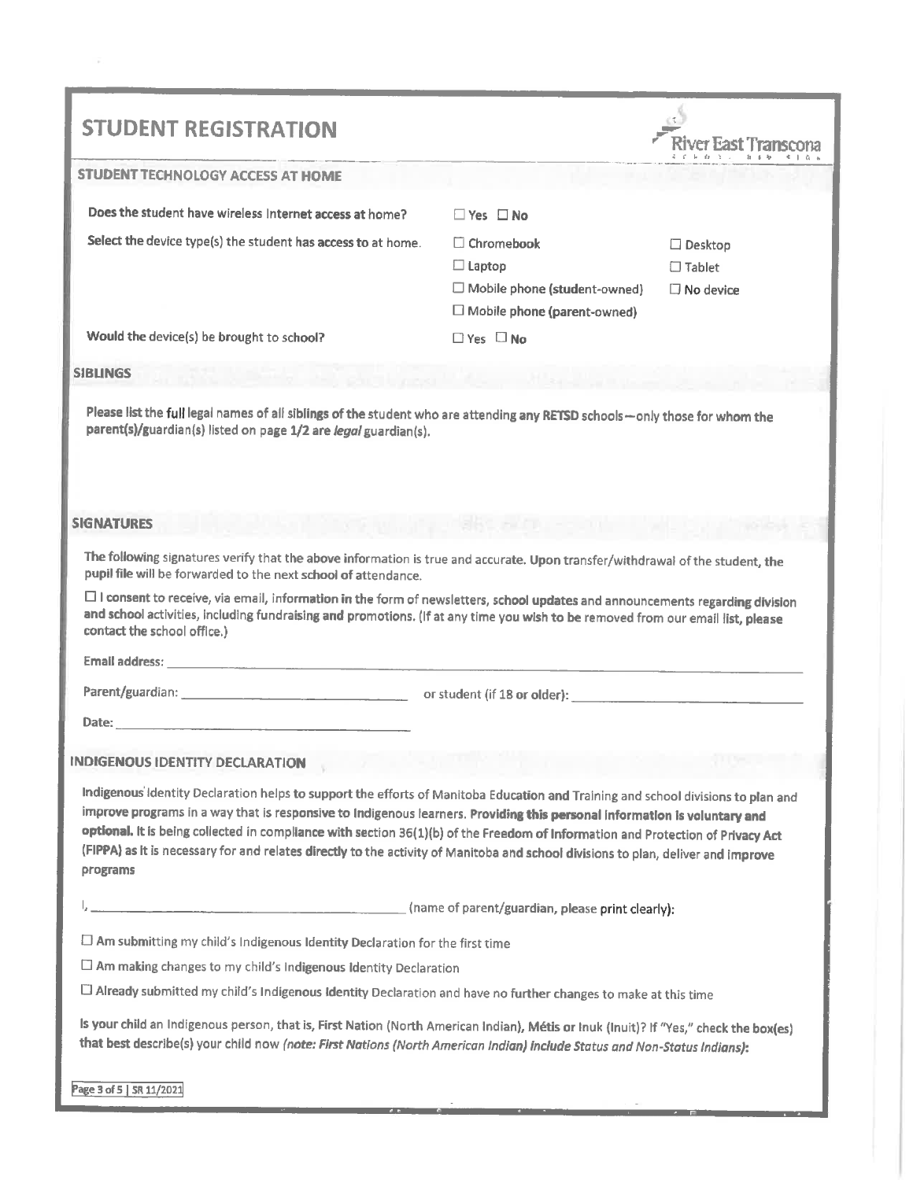# STUDENT REGISTRATION

River East Transcona

## STUDENT TECHNOLOGY ACCESS AT HOME

Does the student have wireless Internet access at home? ☐ Yes ☐ No

Select the device type(s) the student has access to at home.

- ☐ Chromebook
- ☐ Laptop
- ☐ Mobile phone (student-owned)
- ☐ Mobile phone (parent-owned)
- ☐ Desktop
- ☐ Tablet
- ☐ No device

Would the device(s) be brought to school? ☐ Yes ☐ No

## SIBLINGS

Please list the full legal names of all siblings of the student who are attending any RETSD schools—only those for whom the parent(s)/guardian(s) listed on page 1/2 are *legal* guardian(s).

## SIGNATURES

The following signatures verify that the above information is true and accurate. Upon transfer/withdrawal of the student, the pupil file will be forwarded to the next school of attendance.

☐ **I consent** to receive, via email, information in the form of newsletters, school updates and announcements regarding division and school activities, including fundraising and promotions. (If at any time you wish to be removed from our email list, please contact the school office.)

Email address: ______________________________

Parent/guardian: ______________________________ or student (if 18 or older): ______________________________

Date: ______________________________

## INDIGENOUS IDENTITY DECLARATION

Indigenous Identity Declaration helps to support the efforts of Manitoba Education and Training and school divisions to plan and improve programs in a way that is responsive to Indigenous learners. **Providing this personal information is voluntary and optional.** It is being collected in compliance with section 36(1)(b) of the Freedom of Information and Protection of Privacy Act (FIPPA) as it is necessary for and relates directly to the activity of Manitoba and school divisions to plan, deliver and improve programs

I, ______________________________ (name of parent/guardian, please print clearly):

☐ Am submitting my child's Indigenous Identity Declaration for the first time

☐ Am making changes to my child's Indigenous Identity Declaration

☐ Already submitted my child's Indigenous Identity Declaration and have no further changes to make at this time

**Is your child an Indigenous person, that is, First Nation (North American Indian), Métis or Inuk (Inuit)? If "Yes," check the box(es) that best describe(s) your child now** *(note: First Nations (North American Indian) include Status and Non-Status Indians)*: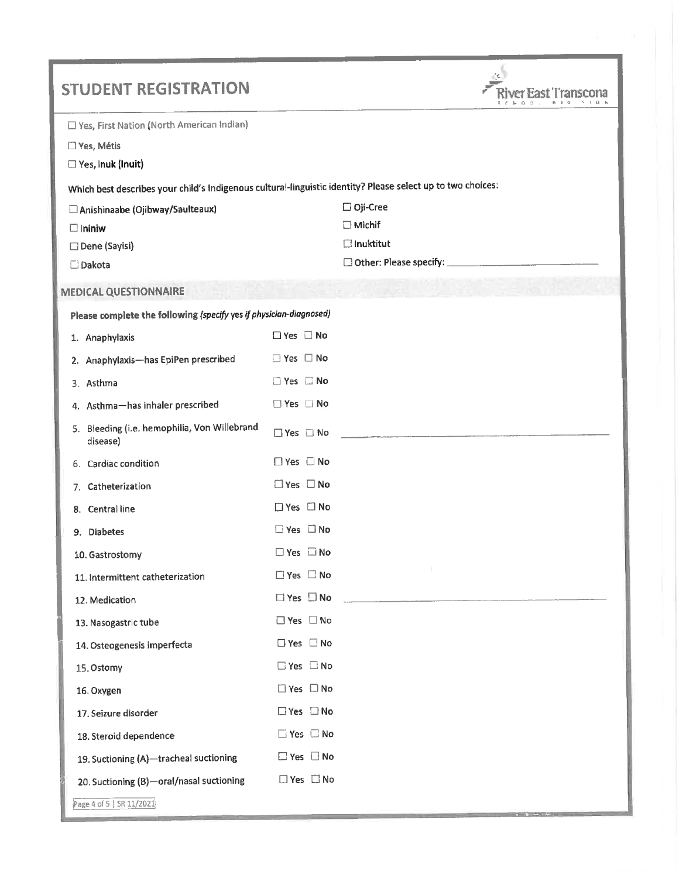# STUDENT REGISTRATION

River East Transcona

☐ Yes, First Nation (North American Indian)

☐ Yes, Métis

☐ Yes, Inuk (Inuit)

Which best describes your child's Indigenous cultural-linguistic identity? Please select up to two choices:

☐ Anishinaabe (Ojibway/Saulteaux)

☐ Ininiw

☐ Dene (Sayisi)

☐ Dakota

☐ Oji-Cree

☐ Michif

☐ Inuktitut

☐ Other: Please specify: \_\_\_\_\_\_\_\_\_\_\_\_\_\_\_\_\_\_\_\_

## MEDICAL QUESTIONNAIRE

**Please complete the following** *(specify yes if physician-diagnosed)*

| | | |
|---|---|---|
| 1. Anaphylaxis | ☐ Yes ☐ No | |
| 2. Anaphylaxis—has EpiPen prescribed | ☐ Yes ☐ No | |
| 3. Asthma | ☐ Yes ☐ No | |
| 4. Asthma—has inhaler prescribed | ☐ Yes ☐ No | |
| 5. Bleeding (i.e. hemophilia, Von Willebrand disease) | ☐ Yes ☐ No | \_\_\_\_\_\_\_\_\_\_\_\_\_\_\_\_\_\_\_\_ |
| 6. Cardiac condition | ☐ Yes ☐ No | |
| 7. Catheterization | ☐ Yes ☐ No | |
| 8. Central line | ☐ Yes ☐ No | |
| 9. Diabetes | ☐ Yes ☐ No | |
| 10. Gastrostomy | ☐ Yes ☐ No | |
| 11. Intermittent catheterization | ☐ Yes ☐ No | |
| 12. Medication | ☐ Yes ☐ No | \_\_\_\_\_\_\_\_\_\_\_\_\_\_\_\_\_\_\_\_ |
| 13. Nasogastric tube | ☐ Yes ☐ No | |
| 14. Osteogenesis imperfecta | ☐ Yes ☐ No | |
| 15. Ostomy | ☐ Yes ☐ No | |
| 16. Oxygen | ☐ Yes ☐ No | |
| 17. Seizure disorder | ☐ Yes ☐ No | |
| 18. Steroid dependence | ☐ Yes ☐ No | |
| 19. Suctioning (A)—tracheal suctioning | ☐ Yes ☐ No | |
| 20. Suctioning (B)—oral/nasal suctioning | ☐ Yes ☐ No | |

SR 11/2021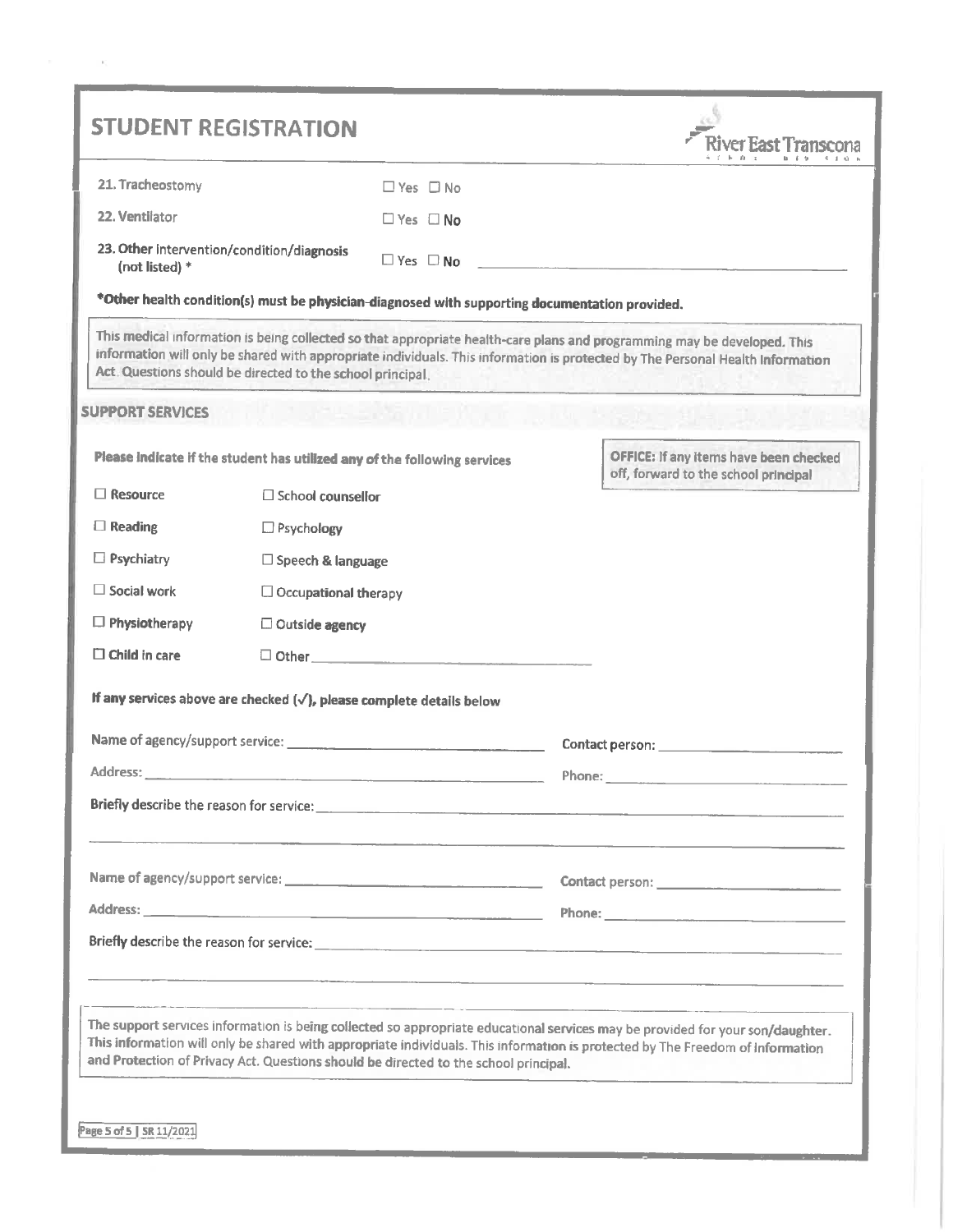## STUDENT REGISTRATION

River East Transcona

| | |
|---|---|
| 21. Tracheostomy | ☐ Yes ☐ No |
| 22. Ventilator | ☐ Yes ☐ No |
| 23. Other intervention/condition/diagnosis (not listed) * | ☐ Yes ☐ No ______________________ |

**\*Other health condition(s) must be physician-diagnosed with supporting documentation provided.**

This medical information is being collected so that appropriate health-care plans and programming may be developed. This information will only be shared with appropriate individuals. This information is protected by The Personal Health Information Act. Questions should be directed to the school principal.

### SUPPORT SERVICES

**Please indicate if the student has utilized any of the following services**

**OFFICE: If any items have been checked off, forward to the school principal**

| | |
|---|---|
| ☐ Resource | ☐ School counsellor |
| ☐ Reading | ☐ Psychology |
| ☐ Psychiatry | ☐ Speech & language |
| ☐ Social work | ☐ Occupational therapy |
| ☐ Physiotherapy | ☐ Outside agency |
| ☐ Child in care | ☐ Other ______________________ |

**If any services above are checked (✓), please complete details below**

Name of agency/support service: ______________________ Contact person: ______________________

Address: ______________________ Phone: ______________________

Briefly describe the reason for service: ______________________

______________________

Name of agency/support service: ______________________ Contact person: ______________________

Address: ______________________ Phone: ______________________

Briefly describe the reason for service: ______________________

______________________

The support services information is being collected so appropriate educational services may be provided for your son/daughter. This information will only be shared with appropriate individuals. This information is protected by The Freedom of Information and Protection of Privacy Act. Questions should be directed to the school principal.

SR 11/2021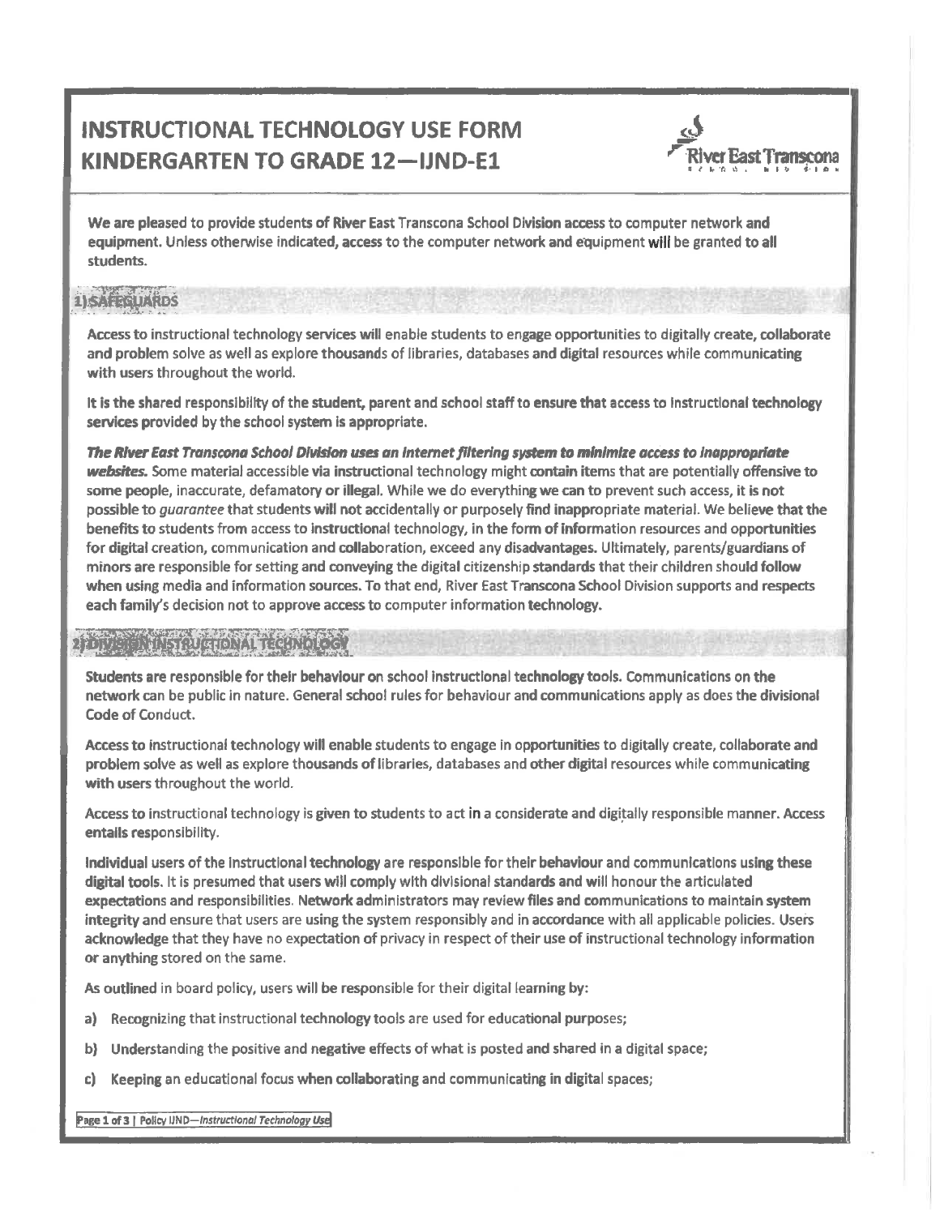# INSTRUCTIONAL TECHNOLOGY USE FORM KINDERGARTEN TO GRADE 12—IJND-E1

We are pleased to provide students of River East Transcona School Division access to computer network and equipment. Unless otherwise indicated, access to the computer network and equipment will be granted to all students.

## 1) SAFEGUARDS

Access to instructional technology services will enable students to engage opportunities to digitally create, collaborate and problem solve as well as explore thousands of libraries, databases and digital resources while communicating with users throughout the world.

It is the shared responsibility of the student, parent and school staff to ensure that access to instructional technology services provided by the school system is appropriate.

***The River East Transcona School Division uses an Internet filtering system to minimize access to inappropriate websites.*** Some material accessible via instructional technology might contain items that are potentially offensive to some people, inaccurate, defamatory or illegal. While we do everything we can to prevent such access, it is not possible to *guarantee* that students will not accidentally or purposely find inappropriate material. We believe that the benefits to students from access to instructional technology, in the form of information resources and opportunities for digital creation, communication and collaboration, exceed any disadvantages. Ultimately, parents/guardians of minors are responsible for setting and conveying the digital citizenship standards that their children should follow when using media and information sources. To that end, River East Transcona School Division supports and respects each family's decision not to approve access to computer information technology.

## 2) DIVISION INSTRUCTIONAL TECHNOLOGY

Students are responsible for their behaviour on school instructional technology tools. Communications on the network can be public in nature. General school rules for behaviour and communications apply as does the divisional Code of Conduct.

Access to instructional technology will enable students to engage in opportunities to digitally create, collaborate and problem solve as well as explore thousands of libraries, databases and other digital resources while communicating with users throughout the world.

Access to instructional technology is given to students to act in a considerate and digitally responsible manner. Access entails responsibility.

Individual users of the instructional technology are responsible for their behaviour and communications using these digital tools. It is presumed that users will comply with divisional standards and will honour the articulated expectations and responsibilities. Network administrators may review files and communications to maintain system integrity and ensure that users are using the system responsibly and in accordance with all applicable policies. Users acknowledge that they have no expectation of privacy in respect of their use of instructional technology information or anything stored on the same.

As outlined in board policy, users will be responsible for their digital learning by:

a) Recognizing that instructional technology tools are used for educational purposes;

b) Understanding the positive and negative effects of what is posted and shared in a digital space;

c) Keeping an educational focus when collaborating and communicating in digital spaces;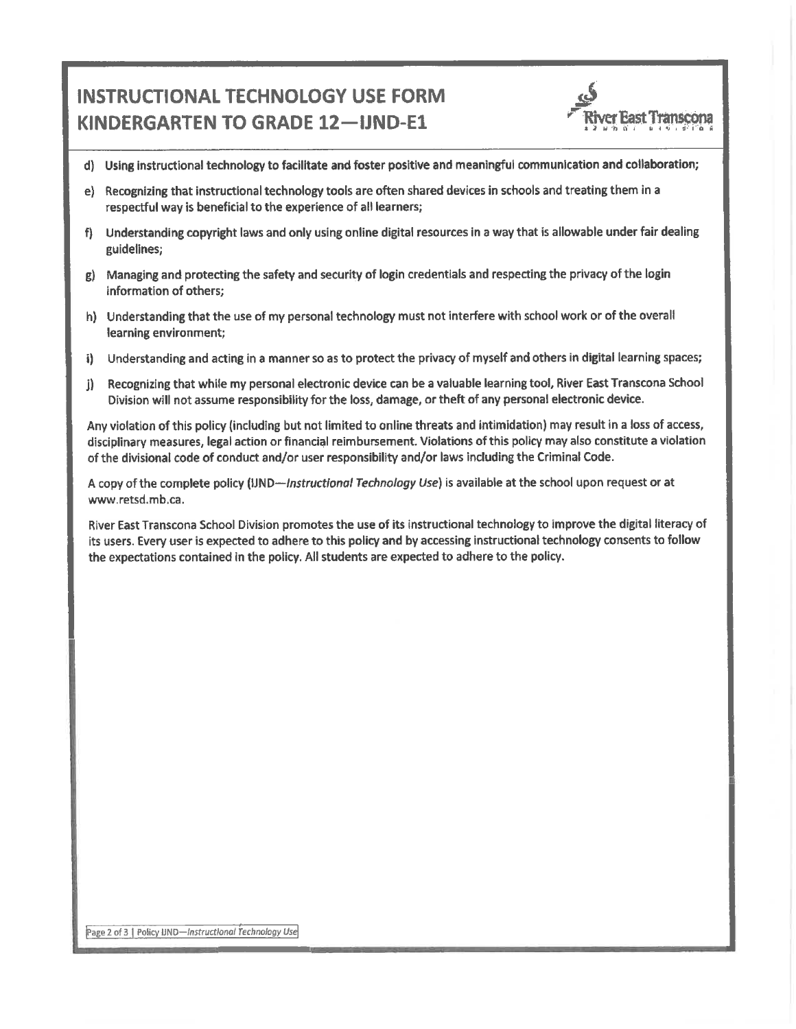# INSTRUCTIONAL TECHNOLOGY USE FORM KINDERGARTEN TO GRADE 12—IJND-E1

d) Using instructional technology to facilitate and foster positive and meaningful communication and collaboration;

e) Recognizing that instructional technology tools are often shared devices in schools and treating them in a respectful way is beneficial to the experience of all learners;

f) Understanding copyright laws and only using online digital resources in a way that is allowable under fair dealing guidelines;

g) Managing and protecting the safety and security of login credentials and respecting the privacy of the login information of others;

h) Understanding that the use of my personal technology must not interfere with school work or of the overall learning environment;

i) Understanding and acting in a manner so as to protect the privacy of myself and others in digital learning spaces;

j) Recognizing that while my personal electronic device can be a valuable learning tool, River East Transcona School Division will not assume responsibility for the loss, damage, or theft of any personal electronic device.

Any violation of this policy (including but not limited to online threats and intimidation) may result in a loss of access, disciplinary measures, legal action or financial reimbursement. Violations of this policy may also constitute a violation of the divisional code of conduct and/or user responsibility and/or laws including the Criminal Code.

A copy of the complete policy (IJND—*Instructional Technology Use*) is available at the school upon request or at www.retsd.mb.ca.

River East Transcona School Division promotes the use of its instructional technology to improve the digital literacy of its users. Every user is expected to adhere to this policy and by accessing instructional technology consents to follow the expectations contained in the policy. All students are expected to adhere to the policy.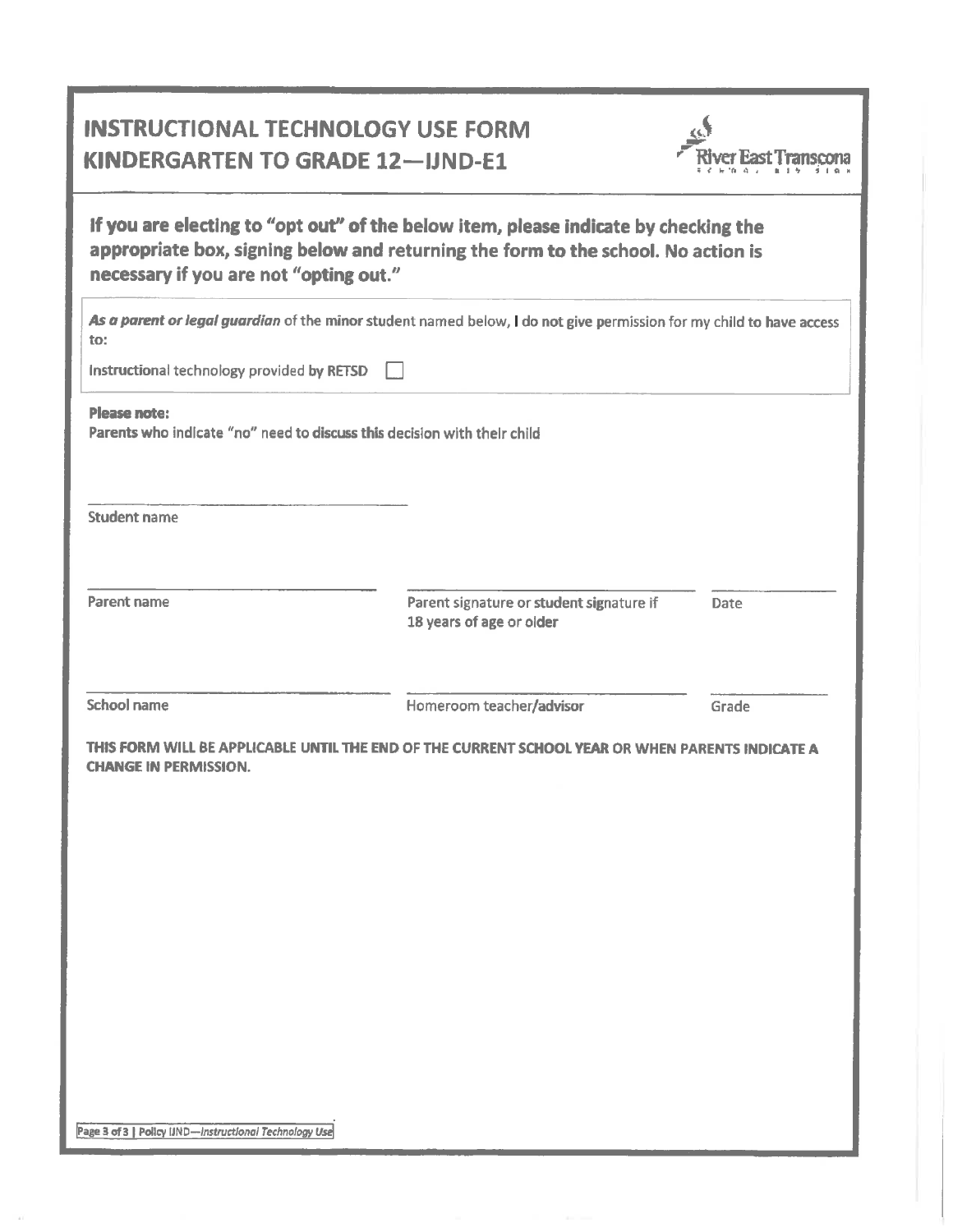# INSTRUCTIONAL TECHNOLOGY USE FORM KINDERGARTEN TO GRADE 12—IJND-E1

River East Transcona

**If you are electing to "opt out" of the below item, please indicate by checking the appropriate box, signing below and returning the form to the school. No action is necessary if you are not "opting out."**

***As a parent or legal guardian*** of the minor student named below, I do not give permission for my child to have access to:

Instructional technology provided by RETSD ☐

**Please note:**
Parents who indicate "no" need to discuss this decision with their child

\_\_\_\_\_\_\_\_\_\_\_\_\_\_\_\_\_\_\_\_\_\_\_\_\_\_\_\_\_\_\_\_
Student name

| \_\_\_\_\_\_\_\_\_\_\_\_\_\_\_\_\_\_\_\_\_\_\_\_ | \_\_\_\_\_\_\_\_\_\_\_\_\_\_\_\_\_\_\_\_\_\_\_\_ | \_\_\_\_\_\_\_\_\_\_\_\_ |
|---|---|---|
| Parent name | Parent signature or student signature if 18 years of age or older | Date |
| \_\_\_\_\_\_\_\_\_\_\_\_\_\_\_\_\_\_\_\_\_\_\_\_ | \_\_\_\_\_\_\_\_\_\_\_\_\_\_\_\_\_\_\_\_\_\_\_\_ | \_\_\_\_\_\_\_\_\_\_\_\_ |
| School name | Homeroom teacher/advisor | Grade |

**THIS FORM WILL BE APPLICABLE UNTIL THE END OF THE CURRENT SCHOOL YEAR OR WHEN PARENTS INDICATE A CHANGE IN PERMISSION.**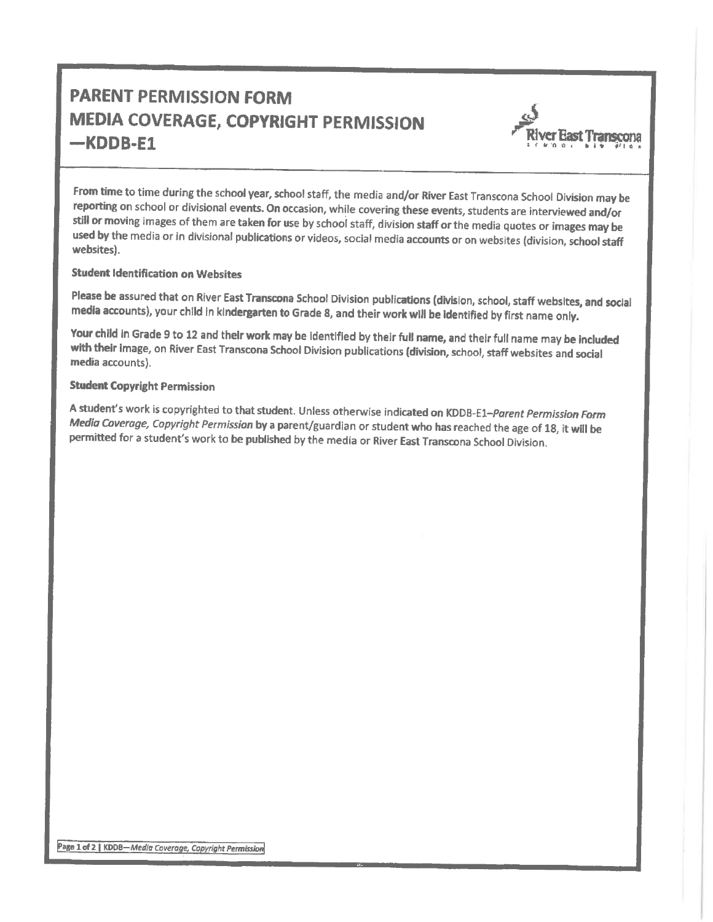# PARENT PERMISSION FORM MEDIA COVERAGE, COPYRIGHT PERMISSION —KDDB-E1

From time to time during the school year, school staff, the media and/or River East Transcona School Division may be reporting on school or divisional events. On occasion, while covering these events, students are interviewed and/or still or moving images of them are taken for use by school staff, division staff or the media quotes or images may be used by the media or in divisional publications or videos, social media accounts or on websites (division, school staff websites).

### Student Identification on Websites

Please be assured that on River East Transcona School Division publications (division, school, staff websites, and social media accounts), your child in kindergarten to Grade 8, and their work will be identified by first name only.

Your child in Grade 9 to 12 and their work may be identified by their full name, and their full name may be included with their image, on River East Transcona School Division publications (division, school, staff websites and social media accounts).

### Student Copyright Permission

A student's work is copyrighted to that student. Unless otherwise indicated on KDDB-E1–*Parent Permission Form Media Coverage, Copyright Permission* by a parent/guardian or student who has reached the age of 18, it will be permitted for a student's work to be published by the media or River East Transcona School Division.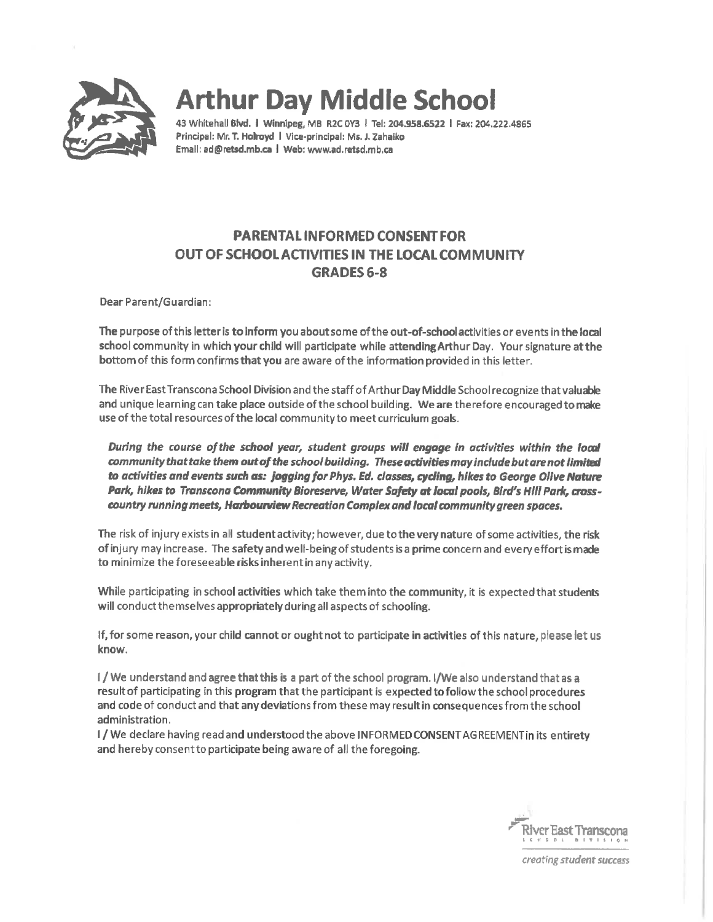# Arthur Day Middle School

43 Whitehall Blvd. | Winnipeg, MB R2C 0Y3 | Tel: 204.958.6522 | Fax: 204.222.4865
Principal: Mr. T. Holroyd | Vice-principal: Ms. J. Zahaiko
Email: ad@retsd.mb.ca | Web: www.ad.retsd.mb.ca

## PARENTAL INFORMED CONSENT FOR OUT OF SCHOOL ACTIVITIES IN THE LOCAL COMMUNITY GRADES 6-8

Dear Parent/Guardian:

The purpose of this letter is to inform you about some of the out-of-school activities or events in the local school community in which your child will participate while attending Arthur Day. Your signature at the bottom of this form confirms that you are aware of the information provided in this letter.

The River East Transcona School Division and the staff of Arthur Day Middle School recognize that valuable and unique learning can take place outside of the school building. We are therefore encouraged to make use of the total resources of the local community to meet curriculum goals.

> ***During the course of the school year, student groups will engage in activities within the local community that take them out of the school building. These activities may include but are not limited to activities and events such as: Jogging for Phys. Ed. classes, cycling, hikes to George Olive Nature Park, hikes to Transcona Community Bioreserve, Water Safety at local pools, Bird's Hill Park, cross-country running meets, Harbourview Recreation Complex and local community green spaces.***

The risk of injury exists in all student activity; however, due to the very nature of some activities, the risk of injury may increase. The safety and well-being of students is a prime concern and every effort is made to minimize the foreseeable risks inherent in any activity.

While participating in school activities which take them into the community, it is expected that students will conduct themselves appropriately during all aspects of schooling.

If, for some reason, your child cannot or ought not to participate in activities of this nature, please let us know.

I / We understand and agree that this is a part of the school program. I/We also understand that as a result of participating in this program that the participant is expected to follow the school procedures and code of conduct and that any deviations from these may result in consequences from the school administration.

I / We declare having read and understood the above INFORMED CONSENT AGREEMENT in its entirety and hereby consent to participate being aware of all the foregoing.

River East Transcona School Division

*creating student success*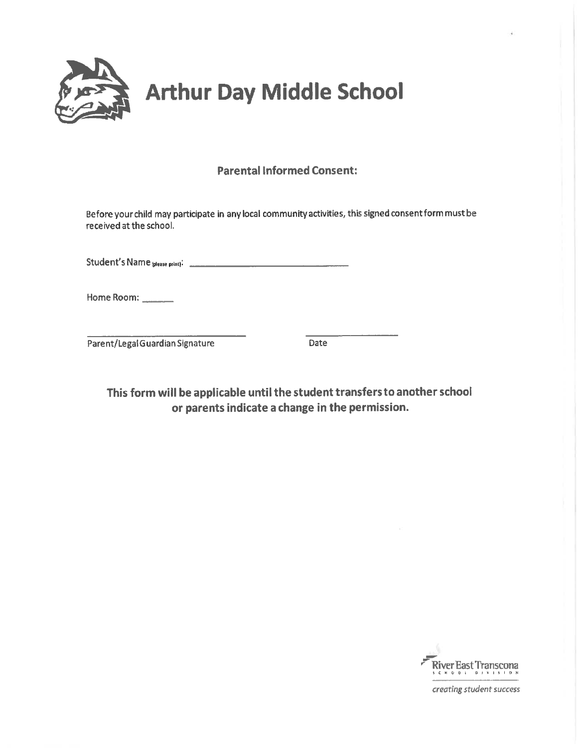# Arthur Day Middle School

**Parental Informed Consent:**

Before your child may participate in any local community activities, this signed consent form must be received at the school.

Student's Name (please print): ______________________________

Home Room: ______

______________________________ ________________

Parent/Legal Guardian Signature Date

**This form will be applicable until the student transfers to another school or parents indicate a change in the permission.**

River East Transcona
SCHOOL DIVISION
*creating student success*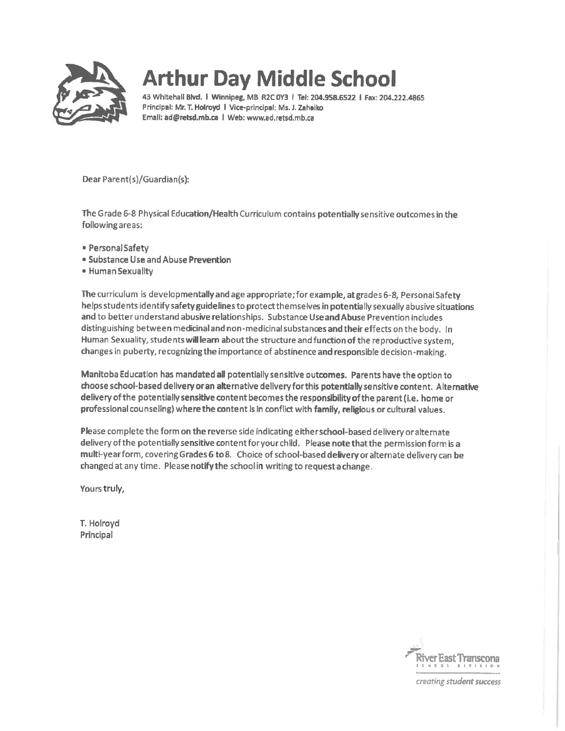# Arthur Day Middle School

43 Whitehall Blvd. | Winnipeg, MB R2C 0Y3 | Tel: 204.958.6522 | Fax: 204.222.4865
Principal: Mr. T. Holroyd | Vice-principal: Ms. J. Zahaiko
Email: ad@retsd.mb.ca | Web: www.ad.retsd.mb.ca

Dear Parent(s)/Guardian(s):

The Grade 6-8 Physical Education/Health Curriculum contains potentially sensitive outcomes in the following areas:

- Personal Safety
- Substance Use and Abuse Prevention
- Human Sexuality

The curriculum is developmentally and age appropriate; for example, at grades 6-8, Personal Safety helps students identify safety guidelines to protect themselves in potentially sexually abusive situations and to better understand abusive relationships. Substance Use and Abuse Prevention includes distinguishing between medicinal and non-medicinal substances and their effects on the body. In Human Sexuality, students will learn about the structure and function of the reproductive system, changes in puberty, recognizing the importance of abstinence and responsible decision-making.

Manitoba Education has mandated all potentially sensitive outcomes. Parents have the option to choose school-based delivery or an alternative delivery for this potentially sensitive content. Alternative delivery of the potentially sensitive content becomes the responsibility of the parent (i.e. home or professional counseling) where the content is in conflict with family, religious or cultural values.

Please complete the form on the reverse side indicating either school-based delivery or alternate delivery of the potentially sensitive content for your child. Please note that the permission form is a multi-year form, covering Grades 6 to 8. Choice of school-based delivery or alternate delivery can be changed at any time. Please notify the school in writing to request a change.

Yours truly,

T. Holroyd
Principal

River East Transcona
SCHOOL DIVISION

*creating student success*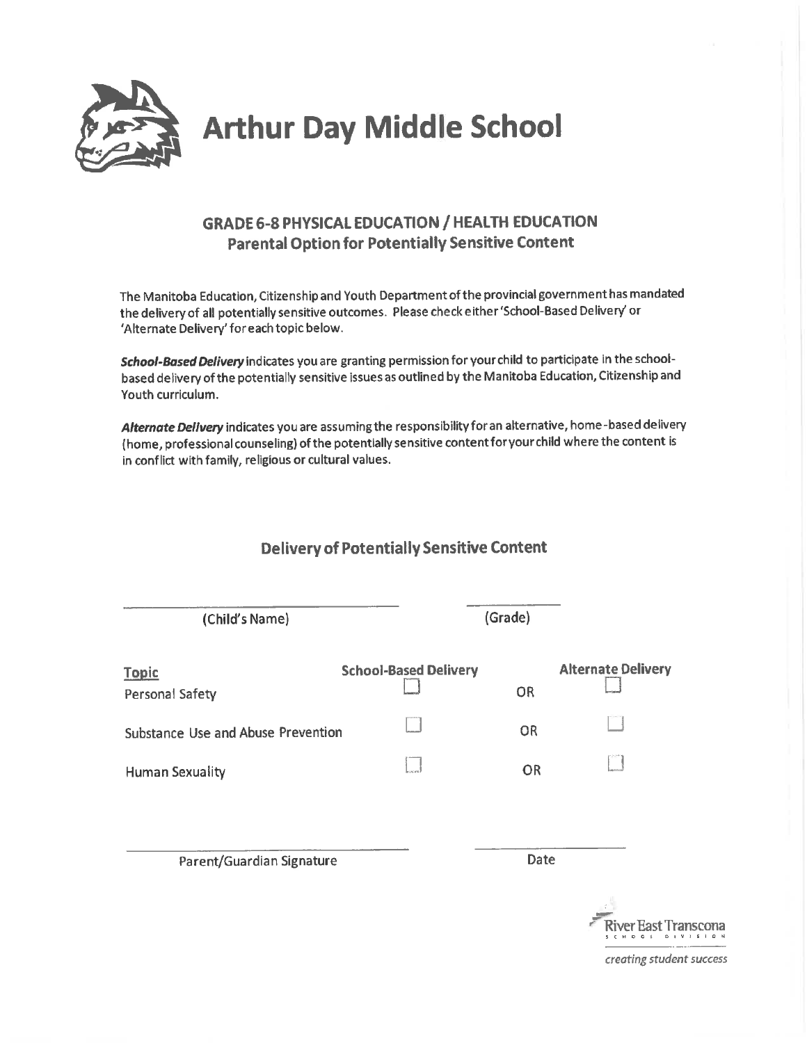# Arthur Day Middle School

## GRADE 6-8 PHYSICAL EDUCATION / HEALTH EDUCATION
## Parental Option for Potentially Sensitive Content

The Manitoba Education, Citizenship and Youth Department of the provincial government has mandated the delivery of all potentially sensitive outcomes. Please check either 'School-Based Delivery' or 'Alternate Delivery' for each topic below.

***School-Based Delivery*** indicates you are granting permission for your child to participate in the school-based delivery of the potentially sensitive issues as outlined by the Manitoba Education, Citizenship and Youth curriculum.

***Alternate Delivery*** indicates you are assuming the responsibility for an alternative, home-based delivery (home, professional counseling) of the potentially sensitive content for your child where the content is in conflict with family, religious or cultural values.

### Delivery of Potentially Sensitive Content

\_\_\_\_\_\_\_\_\_\_\_\_\_\_\_\_\_\_\_\_\_\_\_\_\_\_\_\_ (Child's Name)  \_\_\_\_\_\_\_\_\_\_ (Grade)

| Topic | School-Based Delivery | | Alternate Delivery |
|---|---|---|---|
| Personal Safety | ☐ | OR | ☐ |
| Substance Use and Abuse Prevention | ☐ | OR | ☐ |
| Human Sexuality | ☐ | OR | ☐ |

\_\_\_\_\_\_\_\_\_\_\_\_\_\_\_\_\_\_\_\_\_\_\_\_\_\_\_\_ Parent/Guardian Signature  \_\_\_\_\_\_\_\_\_\_\_\_\_\_ Date

River East Transcona School Division

*creating student success*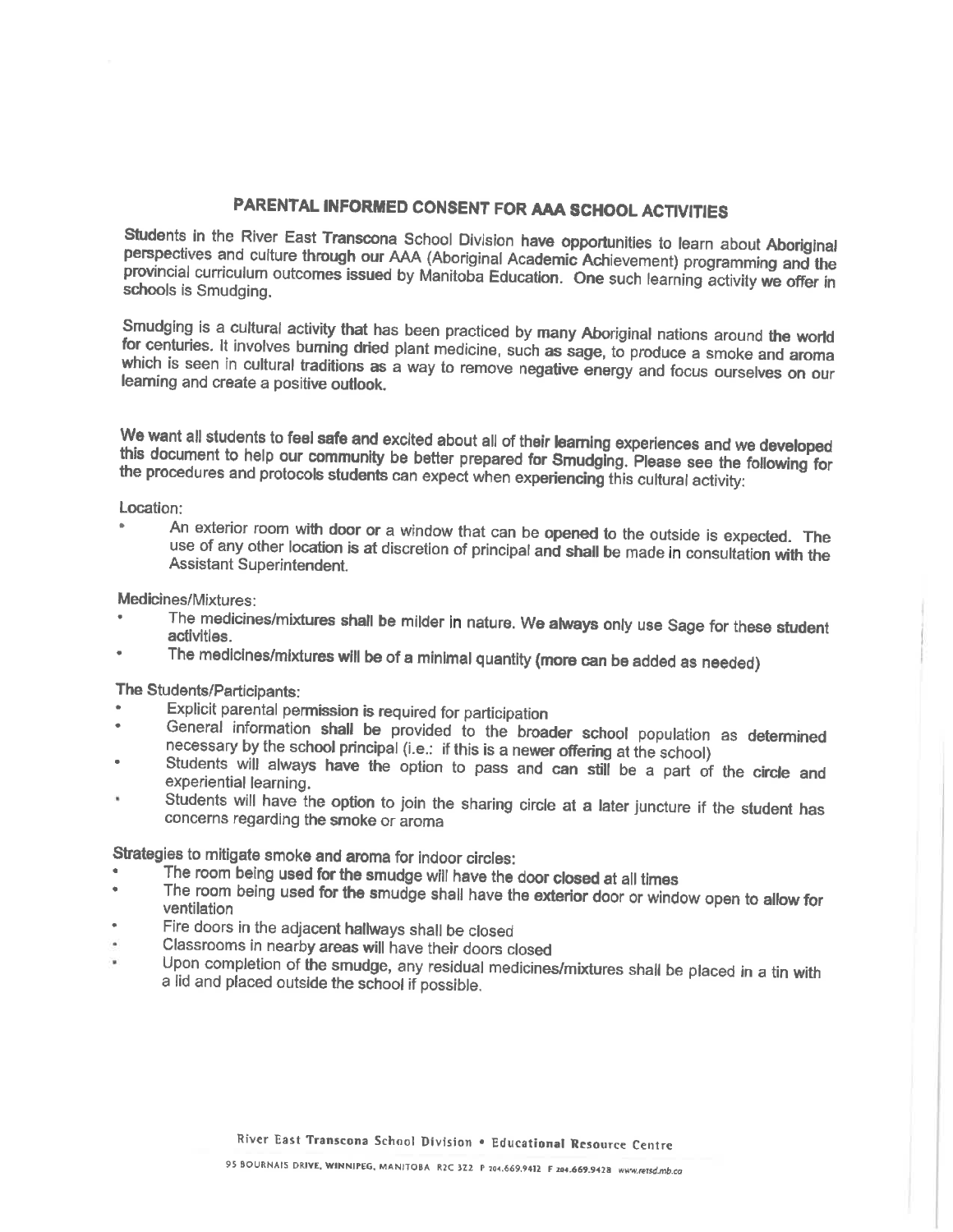# PARENTAL INFORMED CONSENT FOR AAA SCHOOL ACTIVITIES

Students in the River East Transcona School Division have opportunities to learn about Aboriginal perspectives and culture through our AAA (Aboriginal Academic Achievement) programming and the provincial curriculum outcomes issued by Manitoba Education. One such learning activity we offer in schools is Smudging.

Smudging is a cultural activity that has been practiced by many Aboriginal nations around the world for centuries. It involves burning dried plant medicine, such as sage, to produce a smoke and aroma which is seen in cultural traditions as a way to remove negative energy and focus ourselves on our learning and create a positive outlook.

We want all students to feel safe and excited about all of their learning experiences and we developed this document to help our community be better prepared for Smudging. Please see the following for the procedures and protocols students can expect when experiencing this cultural activity:

Location:

- An exterior room with door or a window that can be opened to the outside is expected. The use of any other location is at discretion of principal and shall be made in consultation with the Assistant Superintendent.

Medicines/Mixtures:

- The medicines/mixtures shall be milder in nature. We always only use Sage for these student activities.
- The medicines/mixtures will be of a minimal quantity (more can be added as needed)

The Students/Participants:

- Explicit parental permission is required for participation
- General information shall be provided to the broader school population as determined necessary by the school principal (i.e.: if this is a newer offering at the school)
- Students will always have the option to pass and can still be a part of the circle and experiential learning.
- Students will have the option to join the sharing circle at a later juncture if the student has concerns regarding the smoke or aroma

Strategies to mitigate smoke and aroma for indoor circles:

- The room being used for the smudge will have the door closed at all times
- The room being used for the smudge shall have the exterior door or window open to allow for ventilation
- Fire doors in the adjacent hallways shall be closed
- Classrooms in nearby areas will have their doors closed
- Upon completion of the smudge, any residual medicines/mixtures shall be placed in a tin with a lid and placed outside the school if possible.

River East Transcona School Division • Educational Resource Centre

95 BOURNAIS DRIVE, WINNIPEG, MANITOBA R2C 3Z2 P 204.669.9412 F 204.669.9428 www.retsd.mb.ca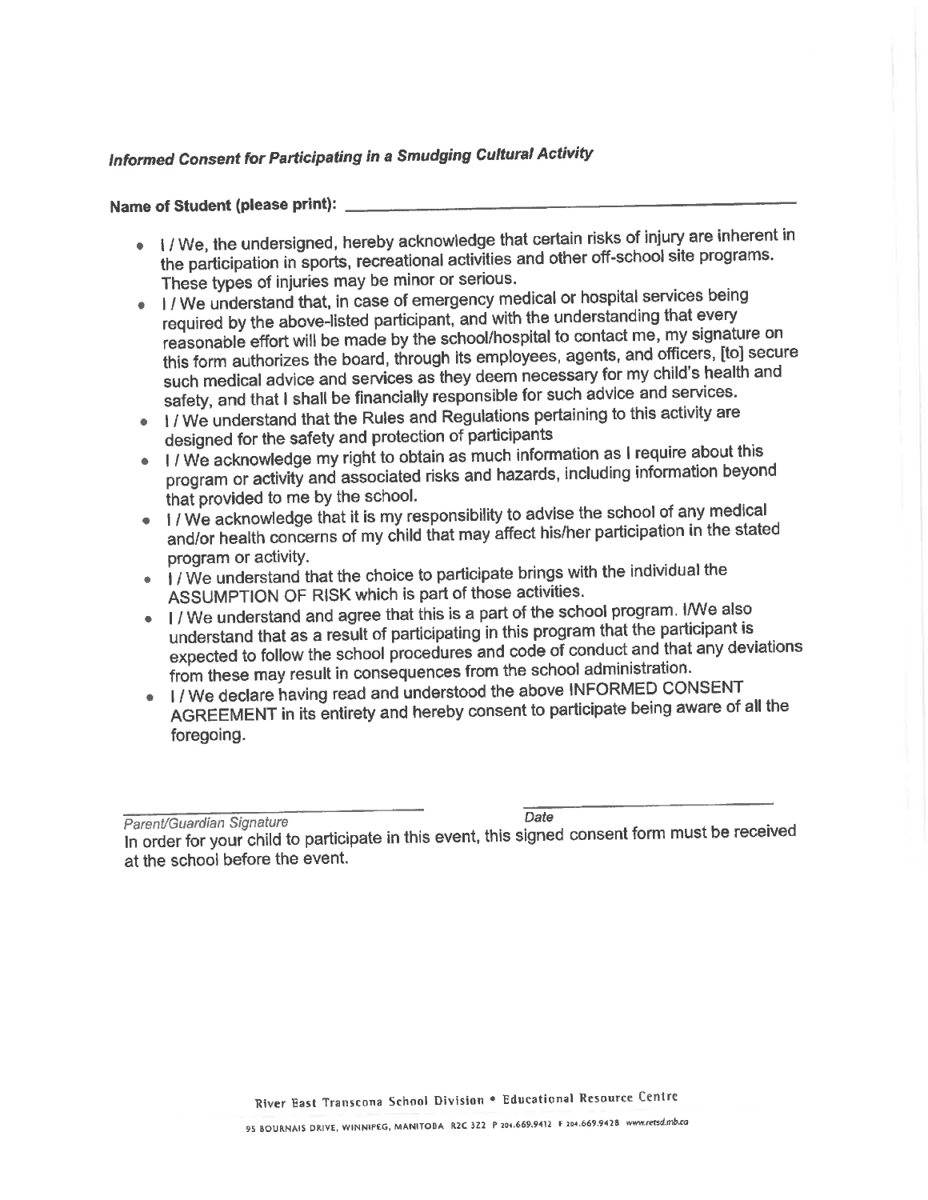***Informed Consent for Participating in a Smudging Cultural Activity***

**Name of Student (please print):** ____________________________________________

- I / We, the undersigned, hereby acknowledge that certain risks of injury are inherent in the participation in sports, recreational activities and other off-school site programs. These types of injuries may be minor or serious.
- I / We understand that, in case of emergency medical or hospital services being required by the above-listed participant, and with the understanding that every reasonable effort will be made by the school/hospital to contact me, my signature on this form authorizes the board, through its employees, agents, and officers, [to] secure such medical advice and services as they deem necessary for my child's health and safety, and that I shall be financially responsible for such advice and services.
- I / We understand that the Rules and Regulations pertaining to this activity are designed for the safety and protection of participants
- I / We acknowledge my right to obtain as much information as I require about this program or activity and associated risks and hazards, including information beyond that provided to me by the school.
- I / We acknowledge that it is my responsibility to advise the school of any medical and/or health concerns of my child that may affect his/her participation in the stated program or activity.
- I / We understand that the choice to participate brings with the individual the ASSUMPTION OF RISK which is part of those activities.
- I / We understand and agree that this is a part of the school program. I/We also understand that as a result of participating in this program that the participant is expected to follow the school procedures and code of conduct and that any deviations from these may result in consequences from the school administration.
- I / We declare having read and understood the above INFORMED CONSENT AGREEMENT in its entirety and hereby consent to participate being aware of all the foregoing.

______________________________ ______________________________

*Parent/Guardian Signature* *Date*

In order for your child to participate in this event, this signed consent form must be received at the school before the event.

River East Transcona School Division • Educational Resource Centre

95 BOURNAIS DRIVE, WINNIPEG, MANITOBA R2C 3Z2 P 204.669.9412 F 204.669.9428 www.retsd.mb.ca